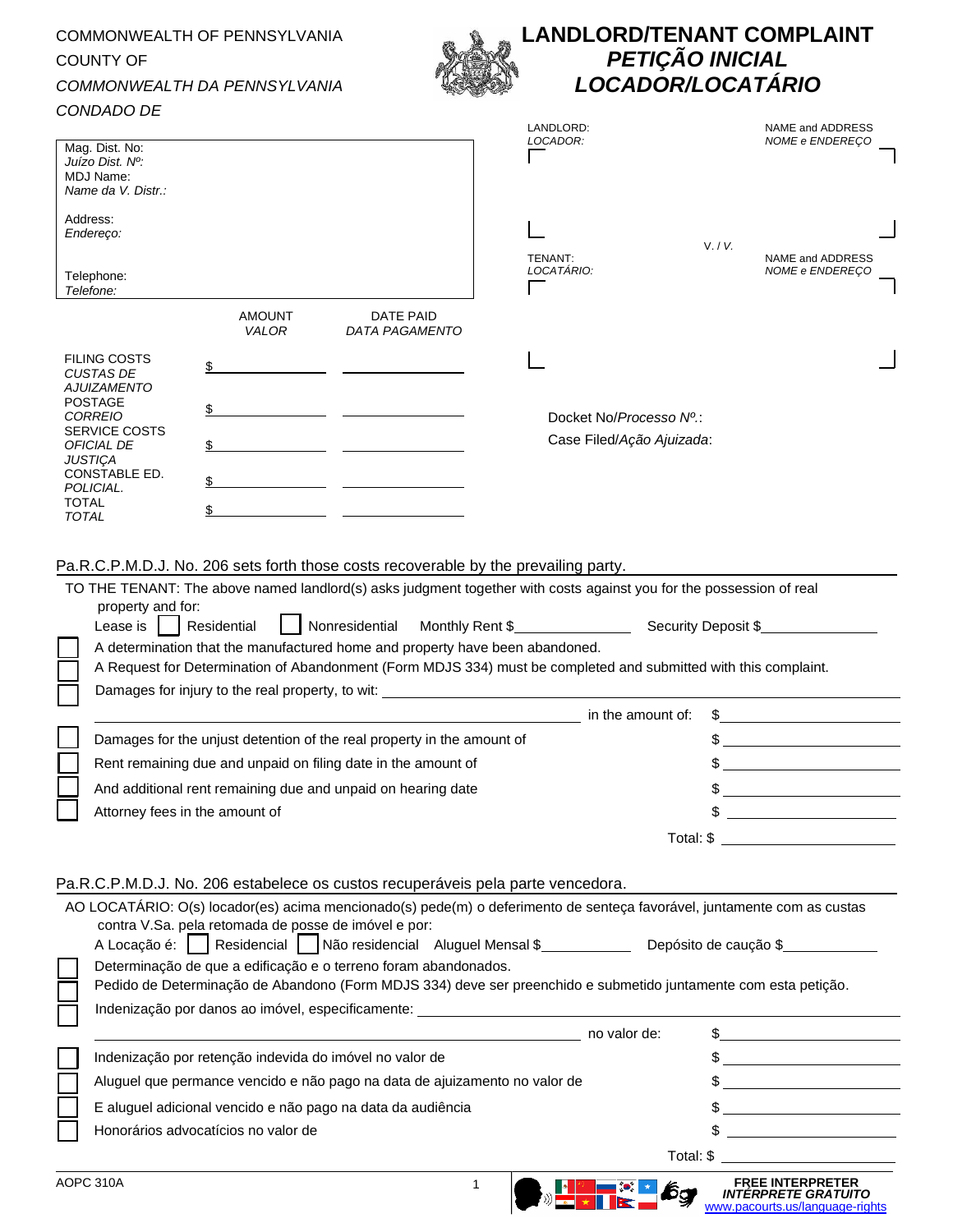COMMONWEALTH OF PENNSYLVANIA
COUNTY OF

*COMMONWEALTH DA PENNSYLVANIA*
*CONDADO DE*

# LANDLORD/TENANT COMPLAINT
# *PETIÇÃO INICIAL LOCADOR/LOCATÁRIO*

Mag. Dist. No:
*Juízo Dist. Nº:*
MDJ Name:
*Name da V. Distr.:*

Address:
*Endereço:*

Telephone:
*Telefone:*

LANDLORD: / *LOCADOR:* — NAME and ADDRESS / *NOME e ENDEREÇO*

V. / *V.*

TENANT: / *LOCATÁRIO:* — NAME and ADDRESS / *NOME e ENDEREÇO*

| | AMOUNT *VALOR* | DATE PAID *DATA PAGAMENTO* |
|---|---|---|
| FILING COSTS *CUSTAS DE AJUIZAMENTO* | $ | |
| POSTAGE *CORREIO* | $ | |
| SERVICE COSTS *OFICIAL DE JUSTIÇA* | $ | |
| CONSTABLE ED. *POLICIAL.* | $ | |
| TOTAL *TOTAL* | $ | |

Docket No/*Processo Nº.*:
Case Filed/*Ação Ajuizada*:

Pa.R.C.P.M.D.J. No. 206 sets forth those costs recoverable by the prevailing party.

TO THE TENANT: The above named landlord(s) asks judgment together with costs against you for the possession of real property and for:

Lease is ☐ Residential ☐ Nonresidential Monthly Rent $\_\_\_\_\_\_\_\_ Security Deposit $\_\_\_\_\_\_\_\_

☐ A determination that the manufactured home and property have been abandoned.
☐ A Request for Determination of Abandonment (Form MDJS 334) must be completed and submitted with this complaint.
☐ Damages for injury to the real property, to wit: \_\_\_\_\_\_\_\_ in the amount of: $\_\_\_\_\_\_\_\_

☐ Damages for the unjust detention of the real property in the amount of $\_\_\_\_\_\_\_\_
☐ Rent remaining due and unpaid on filing date in the amount of $\_\_\_\_\_\_\_\_
☐ And additional rent remaining due and unpaid on hearing date $\_\_\_\_\_\_\_\_
☐ Attorney fees in the amount of $\_\_\_\_\_\_\_\_

Total: $\_\_\_\_\_\_\_\_

*Pa.R.C.P.M.D.J. No. 206 estabelece os custos recuperáveis pela parte vencedora.*

*AO LOCATÁRIO: O(s) locador(es) acima mencionado(s) pede(m) o deferimento de senteça favorável, juntamente com as custas contra V.Sa. pela retomada de posse de imóvel e por:*

*A Locação é:* ☐ *Residencial* ☐ *Não residencial Aluguel Mensal $\_\_\_\_\_\_\_\_ Depósito de caução $\_\_\_\_\_\_\_\_*

☐ *Determinação de que a edificação e o terreno foram abandonados.*
☐ *Pedido de Determinação de Abandono (Form MDJS 334) deve ser preenchido e submetido juntamente com esta petição.*
☐ *Indenização por danos ao imóvel, especificamente: \_\_\_\_\_\_\_\_ no valor de: $\_\_\_\_\_\_\_\_*

☐ *Indenização por retenção indevida do imóvel no valor de $\_\_\_\_\_\_\_\_*
☐ *Aluguel que permance vencido e não pago na data de ajuizamento no valor de $\_\_\_\_\_\_\_\_*
☐ *E aluguel adicional vencido e não pago na data da audiência $\_\_\_\_\_\_\_\_*
☐ *Honorários advocatícios no valor de $\_\_\_\_\_\_\_\_*

*Total: $\_\_\_\_\_\_\_\_*

AOPC 310A

**FREE INTERPRETER**
***INTÉRPRETE GRATUITO***
www.pacourts.us/language-rights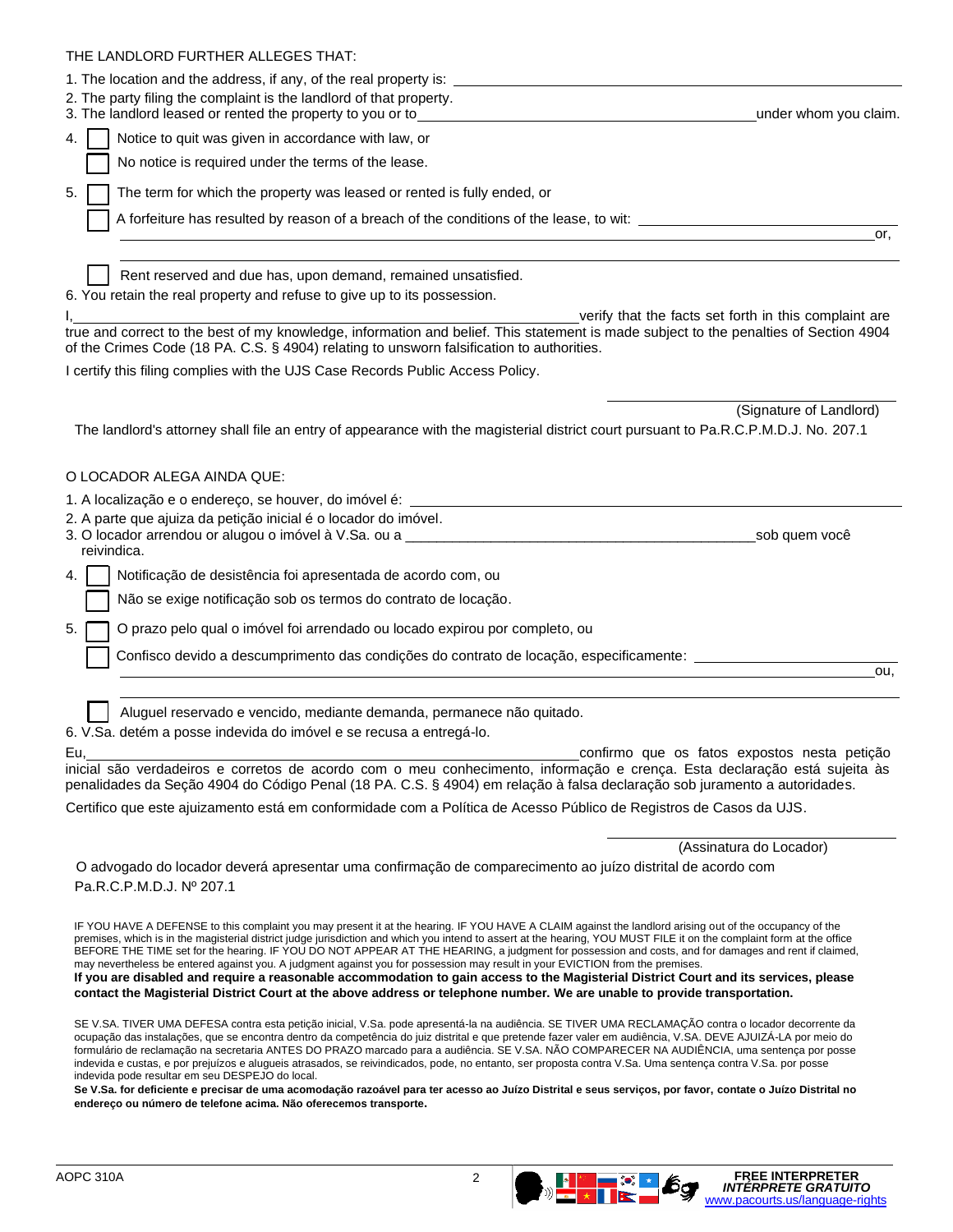THE LANDLORD FURTHER ALLEGES THAT:

1. The location and the address, if any, of the real property is: ______________________________
2. The party filing the complaint is the landlord of that property.
3. The landlord leased or rented the property to you or to ______________________________ under whom you claim.
4. ☐ Notice to quit was given in accordance with law, or
   ☐ No notice is required under the terms of the lease.
5. ☐ The term for which the property was leased or rented is fully ended, or
   ☐ A forfeiture has resulted by reason of a breach of the conditions of the lease, to wit: ______________________________ or,
   ☐ Rent reserved and due has, upon demand, remained unsatisfied.
6. You retain the real property and refuse to give up to its possession.

I, ______________________________ verify that the facts set forth in this complaint are true and correct to the best of my knowledge, information and belief. This statement is made subject to the penalties of Section 4904 of the Crimes Code (18 PA. C.S. § 4904) relating to unsworn falsification to authorities.

I certify this filing complies with the UJS Case Records Public Access Policy.

______________________________
(Signature of Landlord)

The landlord's attorney shall file an entry of appearance with the magisterial district court pursuant to Pa.R.C.P.M.D.J. No. 207.1

O LOCADOR ALEGA AINDA QUE:

1. A localização e o endereço, se houver, do imóvel é: ______________________________
2. A parte que ajuiza da petição inicial é o locador do imóvel.
3. O locador arrendou or alugou o imóvel à V.Sa. ou a ______________________________ sob quem você reivindica.
4. ☐ Notificação de desistência foi apresentada de acordo com, ou
   ☐ Não se exige notificação sob os termos do contrato de locação.
5. ☐ O prazo pelo qual o imóvel foi arrendado ou locado expirou por completo, ou
   ☐ Confisco devido a descumprimento das condições do contrato de locação, especificamente: ______________________________ ou,
   ☐ Aluguel reservado e vencido, mediante demanda, permanece não quitado.
6. V.Sa. detém a posse indevida do imóvel e se recusa a entregá-lo.

Eu, ______________________________ confirmo que os fatos expostos nesta petição inicial são verdadeiros e corretos de acordo com o meu conhecimento, informação e crença. Esta declaração está sujeita às penalidades da Seção 4904 do Código Penal (18 PA. C.S. § 4904) em relação à falsa declaração sob juramento a autoridades.

Certifico que este ajuizamento está em conformidade com a Política de Acesso Público de Registros de Casos da UJS.

______________________________
(Assinatura do Locador)

O advogado do locador deverá apresentar uma confirmação de comparecimento ao juízo distrital de acordo com Pa.R.C.P.M.D.J. Nº 207.1

IF YOU HAVE A DEFENSE to this complaint you may present it at the hearing. IF YOU HAVE A CLAIM against the landlord arising out of the occupancy of the premises, which is in the magisterial district judge jurisdiction and which you intend to assert at the hearing, YOU MUST FILE it on the complaint form at the office BEFORE THE TIME set for the hearing. IF YOU DO NOT APPEAR AT THE HEARING, a judgment for possession and costs, and for damages and rent if claimed, may nevertheless be entered against you. A judgment against you for possession may result in your EVICTION from the premises.

**If you are disabled and require a reasonable accommodation to gain access to the Magisterial District Court and its services, please contact the Magisterial District Court at the above address or telephone number. We are unable to provide transportation.**

SE V.SA. TIVER UMA DEFESA contra esta petição inicial, V.Sa. pode apresentá-la na audiência. SE TIVER UMA RECLAMAÇÃO contra o locador decorrente da ocupação das instalações, que se encontra dentro da competência do juiz distrital e que pretende fazer valer em audiência, V.SA. DEVE AJUIZÁ-LA por meio do formulário de reclamação na secretaria ANTES DO PRAZO marcado para a audiência. SE V.SA. NÃO COMPARECER NA AUDIÊNCIA, uma sentença por posse indevida e custas, e por prejuízos e alugueis atrasados, se reivindicados, pode, no entanto, ser proposta contra V.Sa. Uma sentença contra V.Sa. por posse indevida pode resultar em seu DESPEJO do local.

**Se V.Sa. for deficiente e precisar de uma acomodação razoável para ter acesso ao Juízo Distrital e seus serviços, por favor, contate o Juízo Distrital no endereço ou número de telefone acima. Não oferecemos transporte.**

AOPC 310A

**FREE INTERPRETER**
***INTÉRPRETE GRATUITO***
www.pacourts.us/language-rights